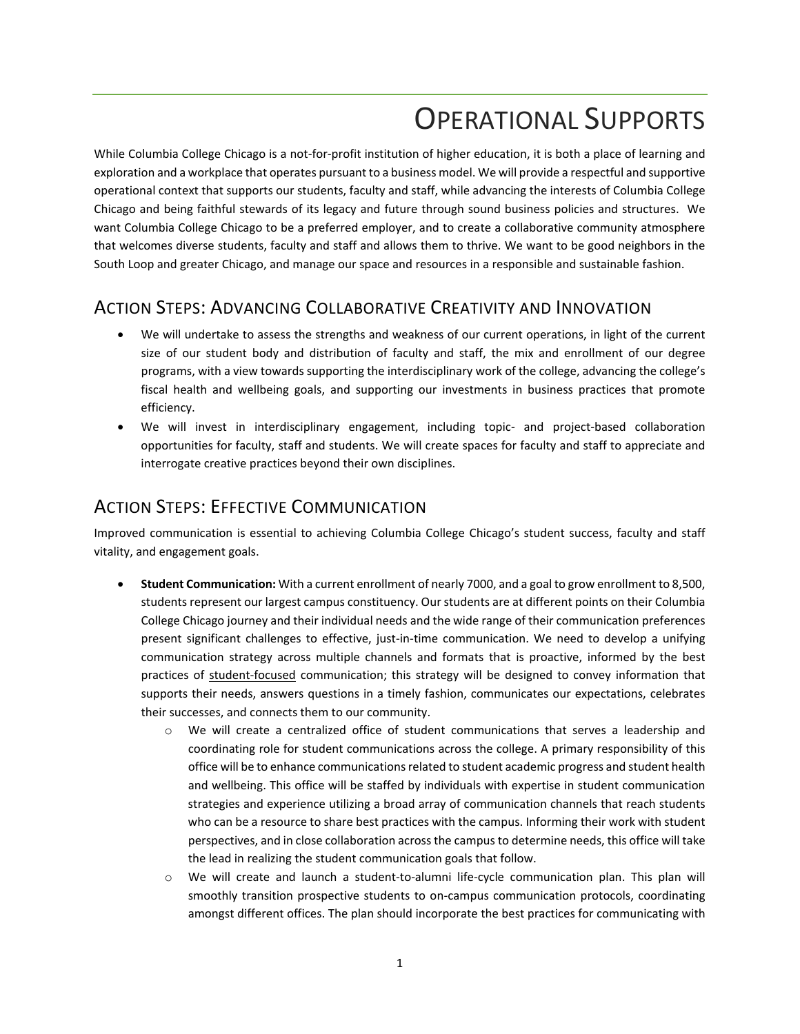# Operational Supports

While Columbia College Chicago is a not-for-profit institution of higher education, it is both a place of learning and exploration and a workplace that operates pursuant to a business model. We will provide a respectful and supportive operational context that supports our students, faculty and staff, while advancing the interests of Columbia College Chicago and being faithful stewards of its legacy and future through sound business policies and structures. We want Columbia College Chicago to be a preferred employer, and to create a collaborative community atmosphere that welcomes diverse students, faculty and staff and allows them to thrive. We want to be good neighbors in the South Loop and greater Chicago, and manage our space and resources in a responsible and sustainable fashion.

## Action Steps: Advancing Collaborative Creativity and Innovation

- We will undertake to assess the strengths and weakness of our current operations, in light of the current size of our student body and distribution of faculty and staff, the mix and enrollment of our degree programs, with a view towards supporting the interdisciplinary work of the college, advancing the college's fiscal health and wellbeing goals, and supporting our investments in business practices that promote efficiency.
- We will invest in interdisciplinary engagement, including topic- and project-based collaboration opportunities for faculty, staff and students. We will create spaces for faculty and staff to appreciate and interrogate creative practices beyond their own disciplines.

## Action Steps: Effective Communication

Improved communication is essential to achieving Columbia College Chicago's student success, faculty and staff vitality, and engagement goals.

- **Student Communication:** With a current enrollment of nearly 7000, and a goal to grow enrollment to 8,500, students represent our largest campus constituency. Our students are at different points on their Columbia College Chicago journey and their individual needs and the wide range of their communication preferences present significant challenges to effective, just-in-time communication. We need to develop a unifying communication strategy across multiple channels and formats that is proactive, informed by the best practices of student-focused communication; this strategy will be designed to convey information that supports their needs, answers questions in a timely fashion, communicates our expectations, celebrates their successes, and connects them to our community.
    - We will create a centralized office of student communications that serves a leadership and coordinating role for student communications across the college. A primary responsibility of this office will be to enhance communications related to student academic progress and student health and wellbeing. This office will be staffed by individuals with expertise in student communication strategies and experience utilizing a broad array of communication channels that reach students who can be a resource to share best practices with the campus. Informing their work with student perspectives, and in close collaboration across the campus to determine needs, this office will take the lead in realizing the student communication goals that follow.
    - We will create and launch a student-to-alumni life-cycle communication plan. This plan will smoothly transition prospective students to on-campus communication protocols, coordinating amongst different offices. The plan should incorporate the best practices for communicating with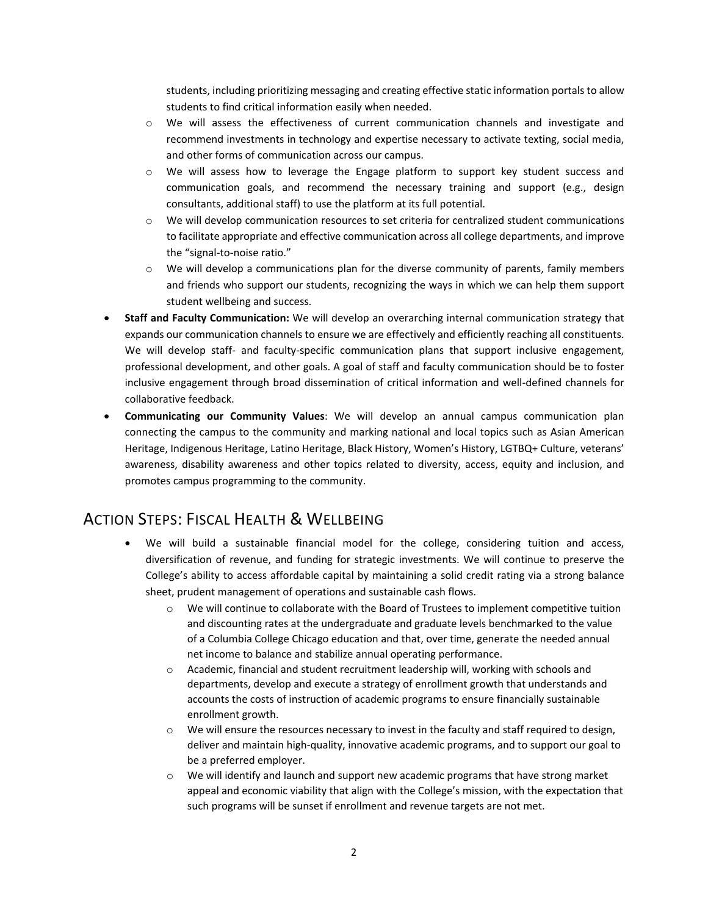students, including prioritizing messaging and creating effective static information portals to allow students to find critical information easily when needed.
    - We will assess the effectiveness of current communication channels and investigate and recommend investments in technology and expertise necessary to activate texting, social media, and other forms of communication across our campus.
    - We will assess how to leverage the Engage platform to support key student success and communication goals, and recommend the necessary training and support (e.g., design consultants, additional staff) to use the platform at its full potential.
    - We will develop communication resources to set criteria for centralized student communications to facilitate appropriate and effective communication across all college departments, and improve the "signal-to-noise ratio."
    - We will develop a communications plan for the diverse community of parents, family members and friends who support our students, recognizing the ways in which we can help them support student wellbeing and success.
- **Staff and Faculty Communication:** We will develop an overarching internal communication strategy that expands our communication channels to ensure we are effectively and efficiently reaching all constituents. We will develop staff- and faculty-specific communication plans that support inclusive engagement, professional development, and other goals. A goal of staff and faculty communication should be to foster inclusive engagement through broad dissemination of critical information and well-defined channels for collaborative feedback.
- **Communicating our Community Values**: We will develop an annual campus communication plan connecting the campus to the community and marking national and local topics such as Asian American Heritage, Indigenous Heritage, Latino Heritage, Black History, Women's History, LGTBQ+ Culture, veterans' awareness, disability awareness and other topics related to diversity, access, equity and inclusion, and promotes campus programming to the community.

## Action Steps: Fiscal Health & Wellbeing

- We will build a sustainable financial model for the college, considering tuition and access, diversification of revenue, and funding for strategic investments. We will continue to preserve the College's ability to access affordable capital by maintaining a solid credit rating via a strong balance sheet, prudent management of operations and sustainable cash flows.
    - We will continue to collaborate with the Board of Trustees to implement competitive tuition and discounting rates at the undergraduate and graduate levels benchmarked to the value of a Columbia College Chicago education and that, over time, generate the needed annual net income to balance and stabilize annual operating performance.
    - Academic, financial and student recruitment leadership will, working with schools and departments, develop and execute a strategy of enrollment growth that understands and accounts the costs of instruction of academic programs to ensure financially sustainable enrollment growth.
    - We will ensure the resources necessary to invest in the faculty and staff required to design, deliver and maintain high-quality, innovative academic programs, and to support our goal to be a preferred employer.
    - We will identify and launch and support new academic programs that have strong market appeal and economic viability that align with the College's mission, with the expectation that such programs will be sunset if enrollment and revenue targets are not met.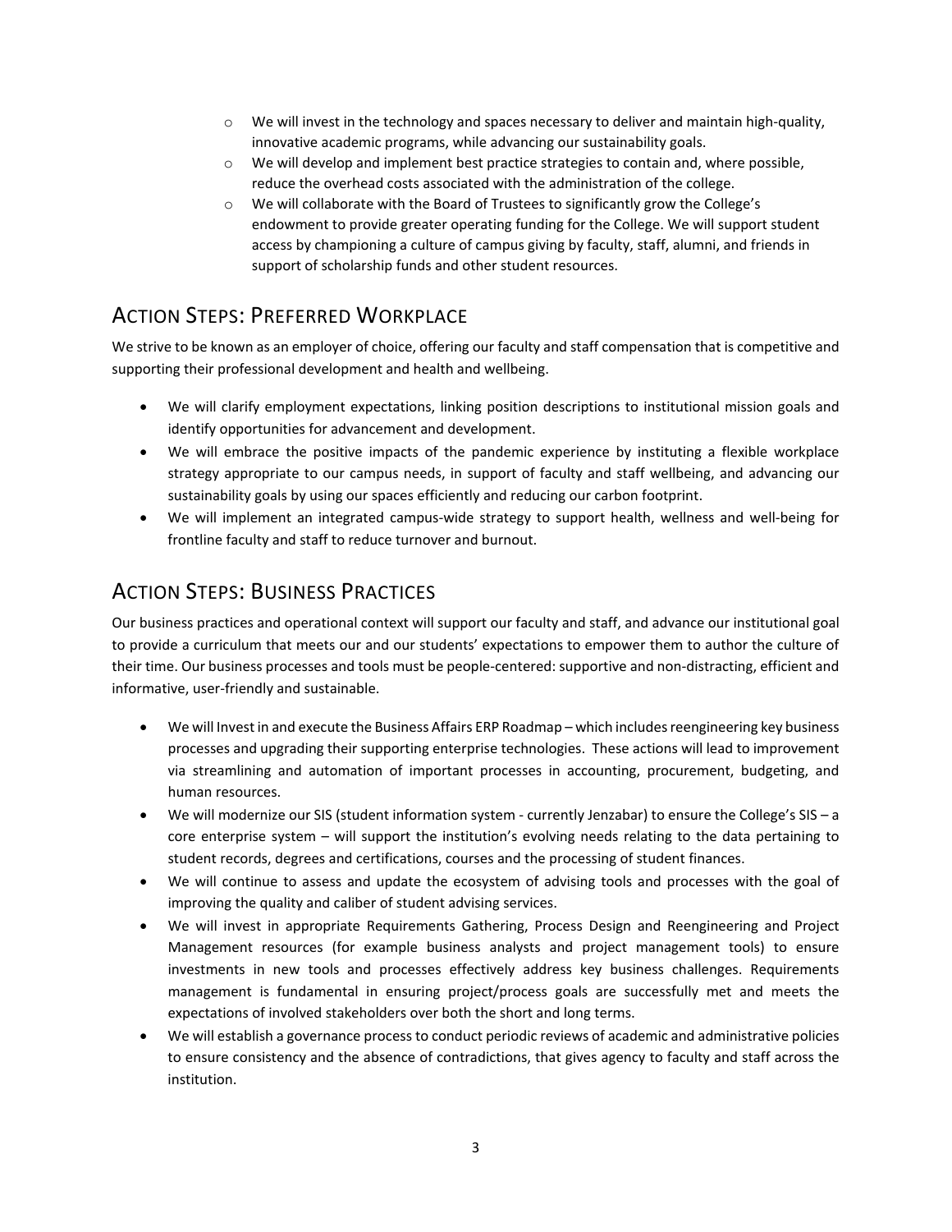- We will invest in the technology and spaces necessary to deliver and maintain high-quality, innovative academic programs, while advancing our sustainability goals.
  - We will develop and implement best practice strategies to contain and, where possible, reduce the overhead costs associated with the administration of the college.
  - We will collaborate with the Board of Trustees to significantly grow the College's endowment to provide greater operating funding for the College. We will support student access by championing a culture of campus giving by faculty, staff, alumni, and friends in support of scholarship funds and other student resources.

## ACTION STEPS: PREFERRED WORKPLACE

We strive to be known as an employer of choice, offering our faculty and staff compensation that is competitive and supporting their professional development and health and wellbeing.

- We will clarify employment expectations, linking position descriptions to institutional mission goals and identify opportunities for advancement and development.
- We will embrace the positive impacts of the pandemic experience by instituting a flexible workplace strategy appropriate to our campus needs, in support of faculty and staff wellbeing, and advancing our sustainability goals by using our spaces efficiently and reducing our carbon footprint.
- We will implement an integrated campus-wide strategy to support health, wellness and well-being for frontline faculty and staff to reduce turnover and burnout.

## ACTION STEPS: BUSINESS PRACTICES

Our business practices and operational context will support our faculty and staff, and advance our institutional goal to provide a curriculum that meets our and our students' expectations to empower them to author the culture of their time. Our business processes and tools must be people-centered: supportive and non-distracting, efficient and informative, user-friendly and sustainable.

- We will Invest in and execute the Business Affairs ERP Roadmap – which includes reengineering key business processes and upgrading their supporting enterprise technologies. These actions will lead to improvement via streamlining and automation of important processes in accounting, procurement, budgeting, and human resources.
- We will modernize our SIS (student information system - currently Jenzabar) to ensure the College's SIS – a core enterprise system – will support the institution's evolving needs relating to the data pertaining to student records, degrees and certifications, courses and the processing of student finances.
- We will continue to assess and update the ecosystem of advising tools and processes with the goal of improving the quality and caliber of student advising services.
- We will invest in appropriate Requirements Gathering, Process Design and Reengineering and Project Management resources (for example business analysts and project management tools) to ensure investments in new tools and processes effectively address key business challenges. Requirements management is fundamental in ensuring project/process goals are successfully met and meets the expectations of involved stakeholders over both the short and long terms.
- We will establish a governance process to conduct periodic reviews of academic and administrative policies to ensure consistency and the absence of contradictions, that gives agency to faculty and staff across the institution.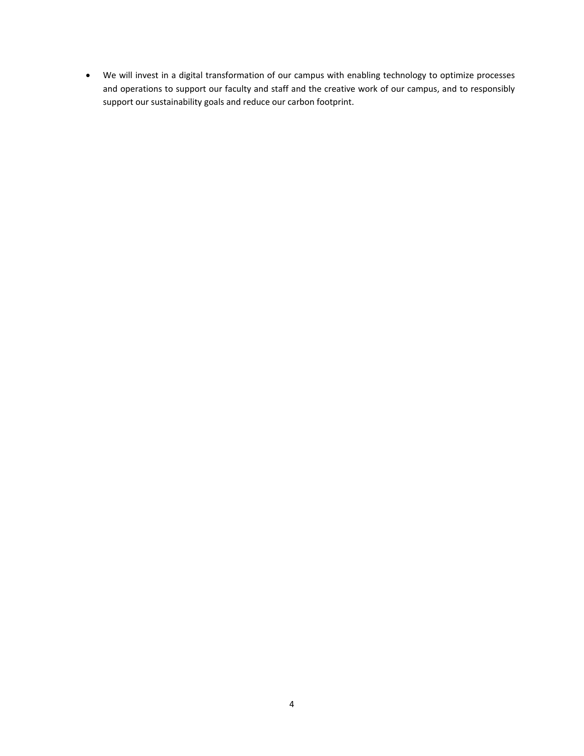- We will invest in a digital transformation of our campus with enabling technology to optimize processes and operations to support our faculty and staff and the creative work of our campus, and to responsibly support our sustainability goals and reduce our carbon footprint.